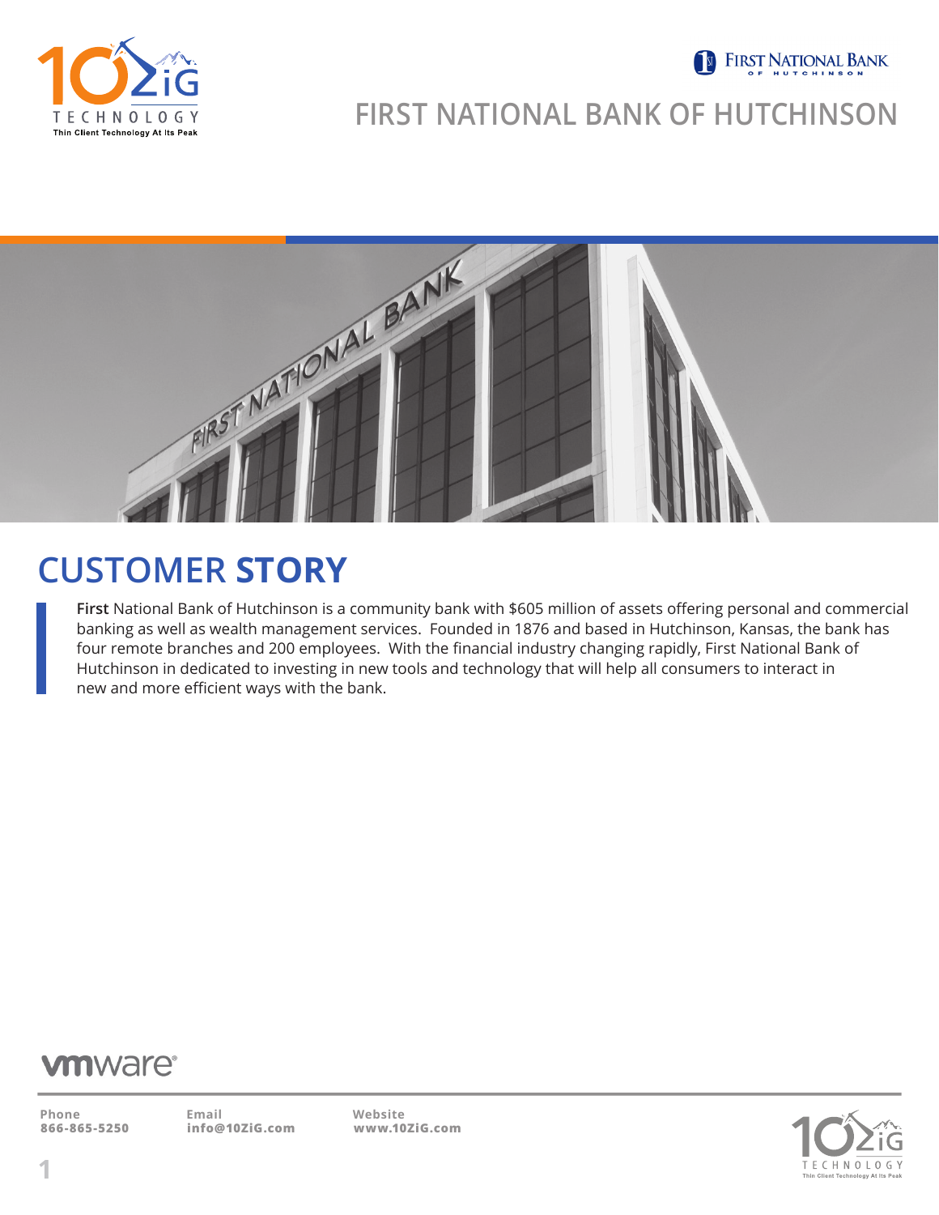# FIRST NATIONAL BANK OF HUTCHINSON

## CUSTOMER STORY

**First** National Bank of Hutchinson is a community bank with $605 million of assets offering personal and commercial banking as well as wealth management services. Founded in 1876 and based in Hutchinson, Kansas, the bank has four remote branches and 200 employees. With the financial industry changing rapidly, First National Bank of Hutchinson in dedicated to investing in new tools and technology that will help all consumers to interact in new and more efficient ways with the bank.

**Phone**
**866-865-5250**

**Email**
**info@10ZiG.com**

**Website**
**www.10ZiG.com**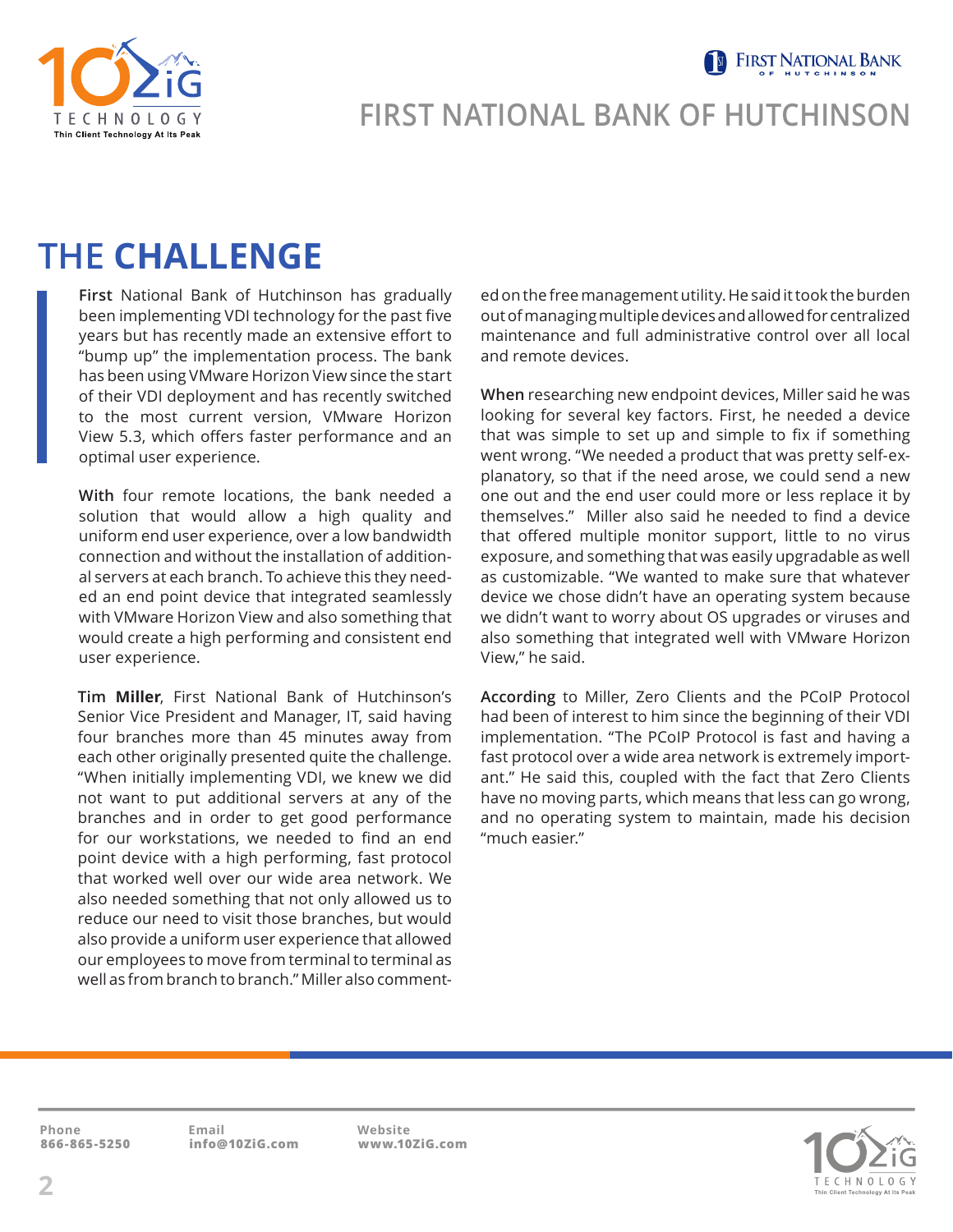## THE CHALLENGE

**First** National Bank of Hutchinson has gradually been implementing VDI technology for the past five years but has recently made an extensive effort to "bump up" the implementation process. The bank has been using VMware Horizon View since the start of their VDI deployment and has recently switched to the most current version, VMware Horizon View 5.3, which offers faster performance and an optimal user experience.

**With** four remote locations, the bank needed a solution that would allow a high quality and uniform end user experience, over a low bandwidth connection and without the installation of additional servers at each branch. To achieve this they needed an end point device that integrated seamlessly with VMware Horizon View and also something that would create a high performing and consistent end user experience.

**Tim Miller**, First National Bank of Hutchinson's Senior Vice President and Manager, IT, said having four branches more than 45 minutes away from each other originally presented quite the challenge. "When initially implementing VDI, we knew we did not want to put additional servers at any of the branches and in order to get good performance for our workstations, we needed to find an end point device with a high performing, fast protocol that worked well over our wide area network. We also needed something that not only allowed us to reduce our need to visit those branches, but would also provide a uniform user experience that allowed our employees to move from terminal to terminal as well as from branch to branch." Miller also commented on the free management utility. He said it took the burden out of managing multiple devices and allowed for centralized maintenance and full administrative control over all local and remote devices.

**When** researching new endpoint devices, Miller said he was looking for several key factors. First, he needed a device that was simple to set up and simple to fix if something went wrong. "We needed a product that was pretty self-explanatory, so that if the need arose, we could send a new one out and the end user could more or less replace it by themselves." Miller also said he needed to find a device that offered multiple monitor support, little to no virus exposure, and something that was easily upgradable as well as customizable. "We wanted to make sure that whatever device we chose didn't have an operating system because we didn't want to worry about OS upgrades or viruses and also something that integrated well with VMware Horizon View," he said.

**According** to Miller, Zero Clients and the PCoIP Protocol had been of interest to him since the beginning of their VDI implementation. "The PCoIP Protocol is fast and having a fast protocol over a wide area network is extremely important." He said this, coupled with the fact that Zero Clients have no moving parts, which means that less can go wrong, and no operating system to maintain, made his decision "much easier."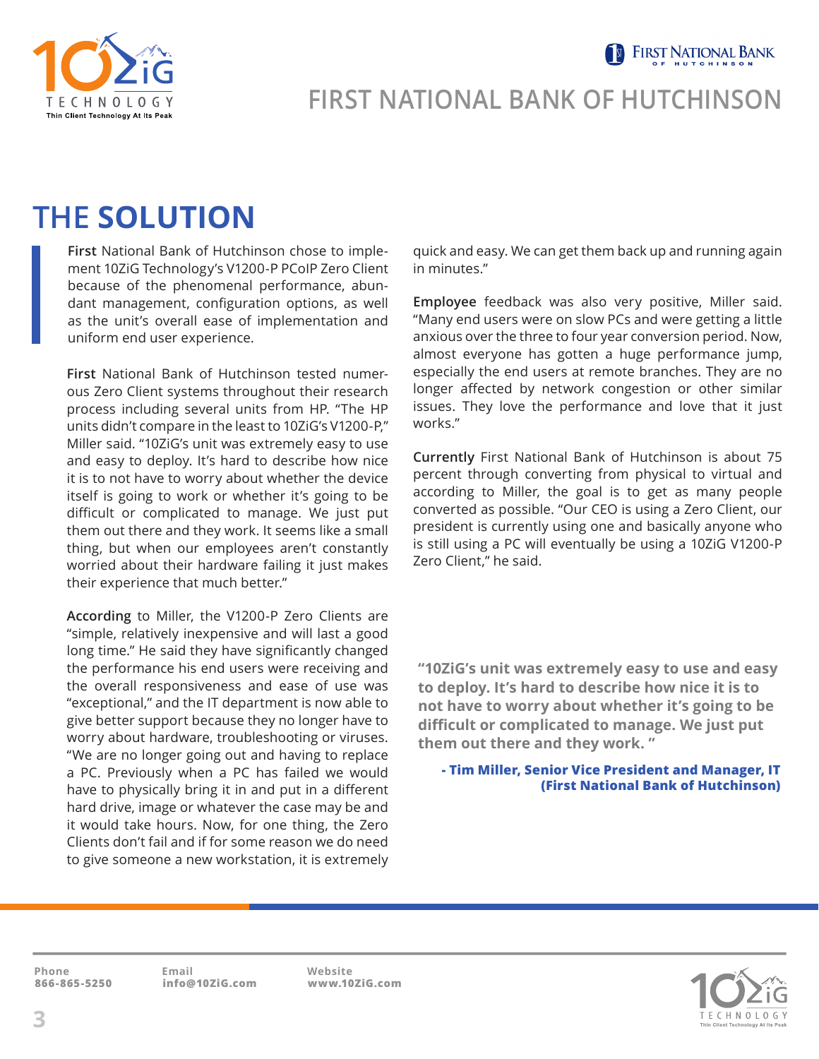# FIRST NATIONAL BANK OF HUTCHINSON

## THE SOLUTION

**First** National Bank of Hutchinson chose to implement 10ZiG Technology's V1200-P PCoIP Zero Client because of the phenomenal performance, abundant management, configuration options, as well as the unit's overall ease of implementation and uniform end user experience.

**First** National Bank of Hutchinson tested numerous Zero Client systems throughout their research process including several units from HP. "The HP units didn't compare in the least to 10ZiG's V1200-P," Miller said. "10ZiG's unit was extremely easy to use and easy to deploy. It's hard to describe how nice it is to not have to worry about whether the device itself is going to work or whether it's going to be difficult or complicated to manage. We just put them out there and they work. It seems like a small thing, but when our employees aren't constantly worried about their hardware failing it just makes their experience that much better."

**According** to Miller, the V1200-P Zero Clients are "simple, relatively inexpensive and will last a good long time." He said they have significantly changed the performance his end users were receiving and the overall responsiveness and ease of use was "exceptional," and the IT department is now able to give better support because they no longer have to worry about hardware, troubleshooting or viruses. "We are no longer going out and having to replace a PC. Previously when a PC has failed we would have to physically bring it in and put in a different hard drive, image or whatever the case may be and it would take hours. Now, for one thing, the Zero Clients don't fail and if for some reason we do need to give someone a new workstation, it is extremely quick and easy. We can get them back up and running again in minutes."

**Employee** feedback was also very positive, Miller said. "Many end users were on slow PCs and were getting a little anxious over the three to four year conversion period. Now, almost everyone has gotten a huge performance jump, especially the end users at remote branches. They are no longer affected by network congestion or other similar issues. They love the performance and love that it just works."

**Currently** First National Bank of Hutchinson is about 75 percent through converting from physical to virtual and according to Miller, the goal is to get as many people converted as possible. "Our CEO is using a Zero Client, our president is currently using one and basically anyone who is still using a PC will eventually be using a 10ZiG V1200-P Zero Client," he said.

> **"10ZiG's unit was extremely easy to use and easy to deploy. It's hard to describe how nice it is to not have to worry about whether it's going to be difficult or complicated to manage. We just put them out there and they work. "**
>
> **- Tim Miller, Senior Vice President and Manager, IT (First National Bank of Hutchinson)**

**Phone** 866-865-5250 | **Email** info@10ZiG.com | **Website** www.10ZiG.com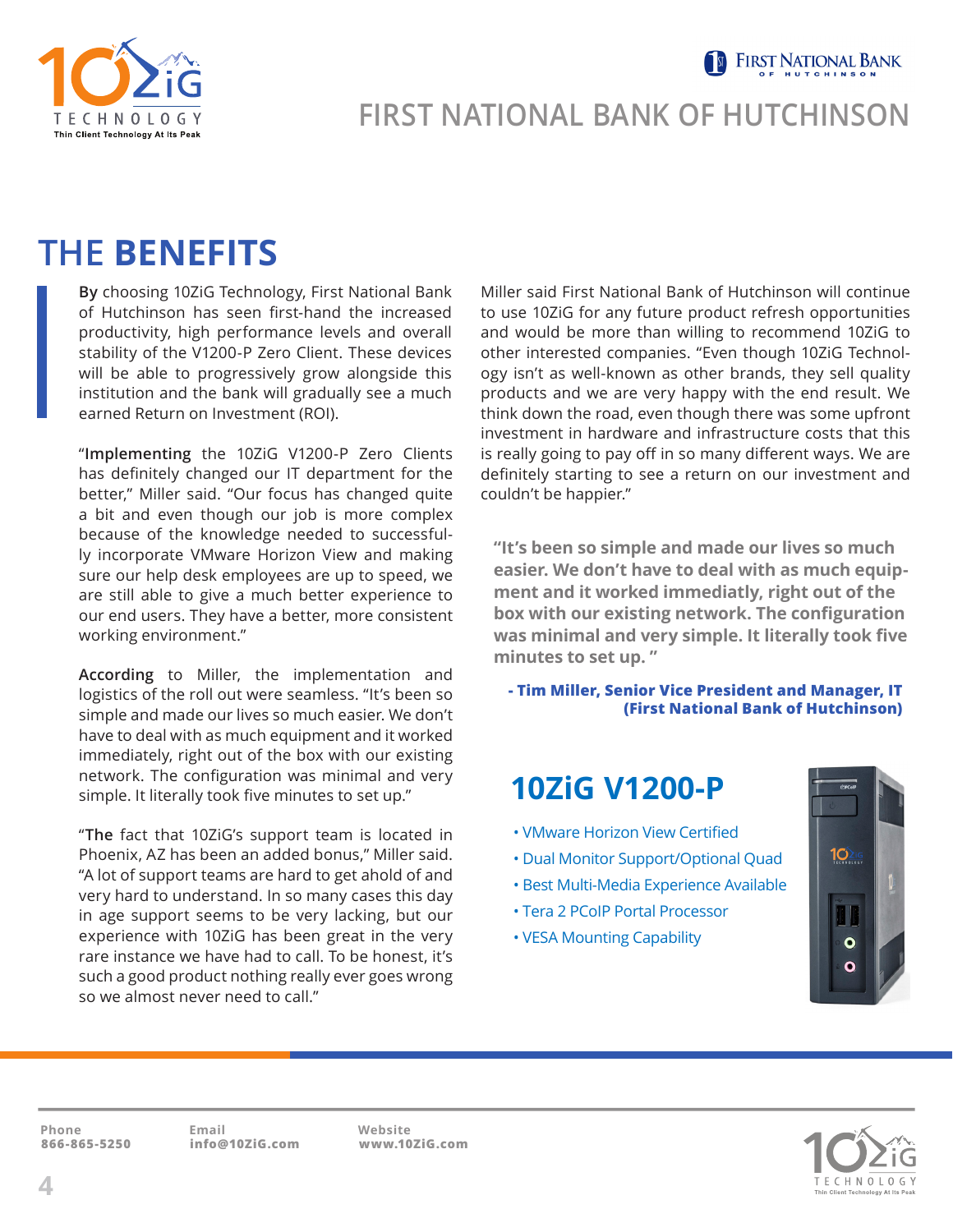# FIRST NATIONAL BANK OF HUTCHINSON

## THE BENEFITS

**By** choosing 10ZiG Technology, First National Bank of Hutchinson has seen first-hand the increased productivity, high performance levels and overall stability of the V1200-P Zero Client. These devices will be able to progressively grow alongside this institution and the bank will gradually see a much earned Return on Investment (ROI).

"**Implementing** the 10ZiG V1200-P Zero Clients has definitely changed our IT department for the better," Miller said. "Our focus has changed quite a bit and even though our job is more complex because of the knowledge needed to successfully incorporate VMware Horizon View and making sure our help desk employees are up to speed, we are still able to give a much better experience to our end users. They have a better, more consistent working environment."

**According** to Miller, the implementation and logistics of the roll out were seamless. "It's been so simple and made our lives so much easier. We don't have to deal with as much equipment and it worked immediately, right out of the box with our existing network. The configuration was minimal and very simple. It literally took five minutes to set up."

"**The** fact that 10ZiG's support team is located in Phoenix, AZ has been an added bonus," Miller said. "A lot of support teams are hard to get ahold of and very hard to understand. In so many cases this day in age support seems to be very lacking, but our experience with 10ZiG has been great in the very rare instance we have had to call. To be honest, it's such a good product nothing really ever goes wrong so we almost never need to call."

Miller said First National Bank of Hutchinson will continue to use 10ZiG for any future product refresh opportunities and would be more than willing to recommend 10ZiG to other interested companies. "Even though 10ZiG Technology isn't as well-known as other brands, they sell quality products and we are very happy with the end result. We think down the road, even though there was some upfront investment in hardware and infrastructure costs that this is really going to pay off in so many different ways. We are definitely starting to see a return on our investment and couldn't be happier."

> **"It's been so simple and made our lives so much easier. We don't have to deal with as much equipment and it worked immediately, right out of the box with our existing network. The configuration was minimal and very simple. It literally took five minutes to set up. "**
>
> **- Tim Miller, Senior Vice President and Manager, IT (First National Bank of Hutchinson)**

## 10ZiG V1200-P

- VMware Horizon View Certified
- Dual Monitor Support/Optional Quad
- Best Multi-Media Experience Available
- Tera 2 PCoIP Portal Processor
- VESA Mounting Capability

**Phone**
866-865-5250

**Email**
info@10ZiG.com

**Website**
www.10ZiG.com